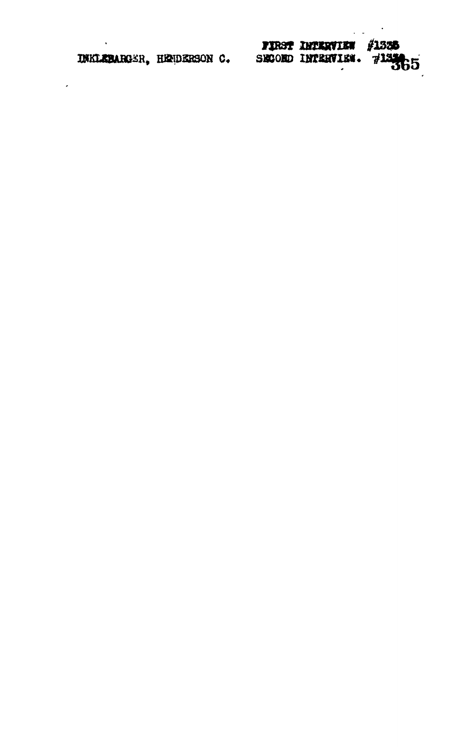INKLEBARGER, HENDERSON C.

FIRST INTERVIEW #1335
SECOND INTERVIEW. #1336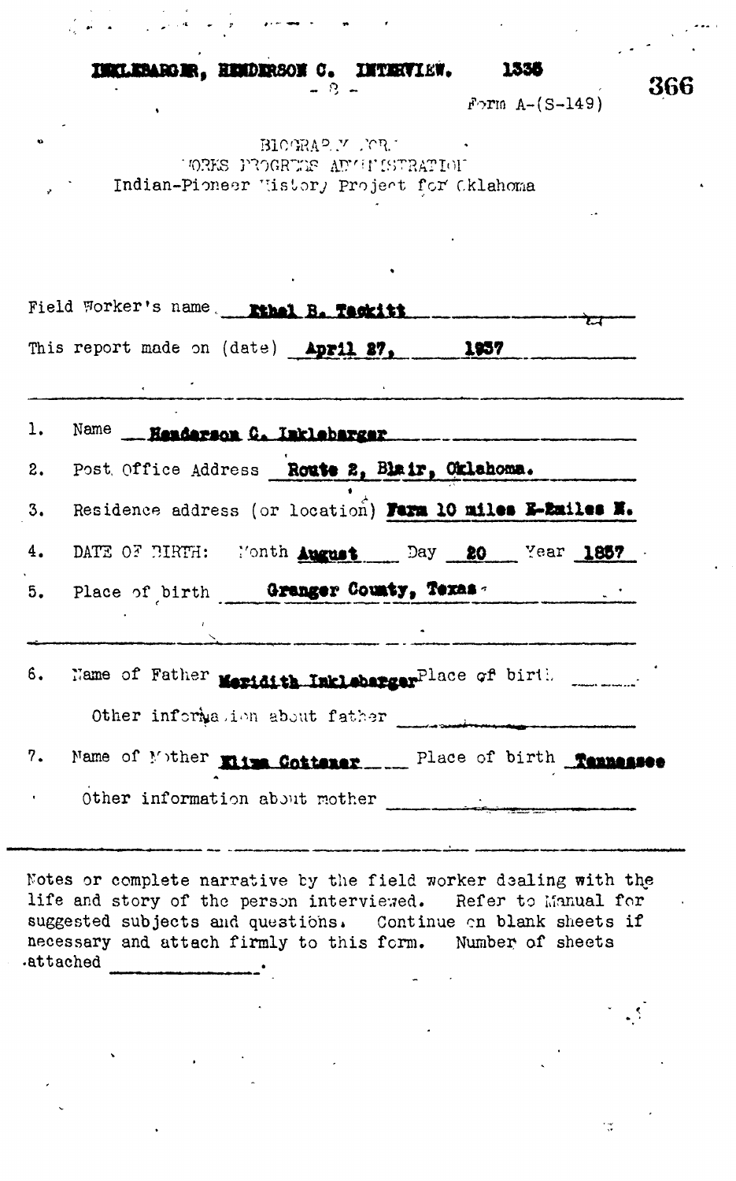INKLEBARGER, HENDERSON C. INTERVIEW. 1336

Form A-(S-149)

BIOGRAPHY FORM
WORKS PROGRESS ADMINISTRATION
Indian-Pioneer History Project for Oklahoma

Field Worker's name **Ethel B. Tackitt**

This report made on (date) **April 27, 1937**

1. Name **Henderson C. Inklebarger**
2. Post Office Address **Route 2, Blair, Oklahoma.**
3. Residence address (or location) **Farm 10 miles E-2miles N.**
4. DATE OF BIRTH: Month **August** Day **20** Year **1857**
5. Place of birth **Granger County, Texas**

6. Name of Father **Meridith Inklebarger** Place of birth

   Other information about father

7. Name of Mother **Eliza Cottener** Place of birth **Tennessee**

   Other information about mother

Notes or complete narrative by the field worker dealing with the life and story of the person interviewed. Refer to Manual for suggested subjects and questions. Continue on blank sheets if necessary and attach firmly to this form. Number of sheets attached \_\_\_\_\_\_\_\_.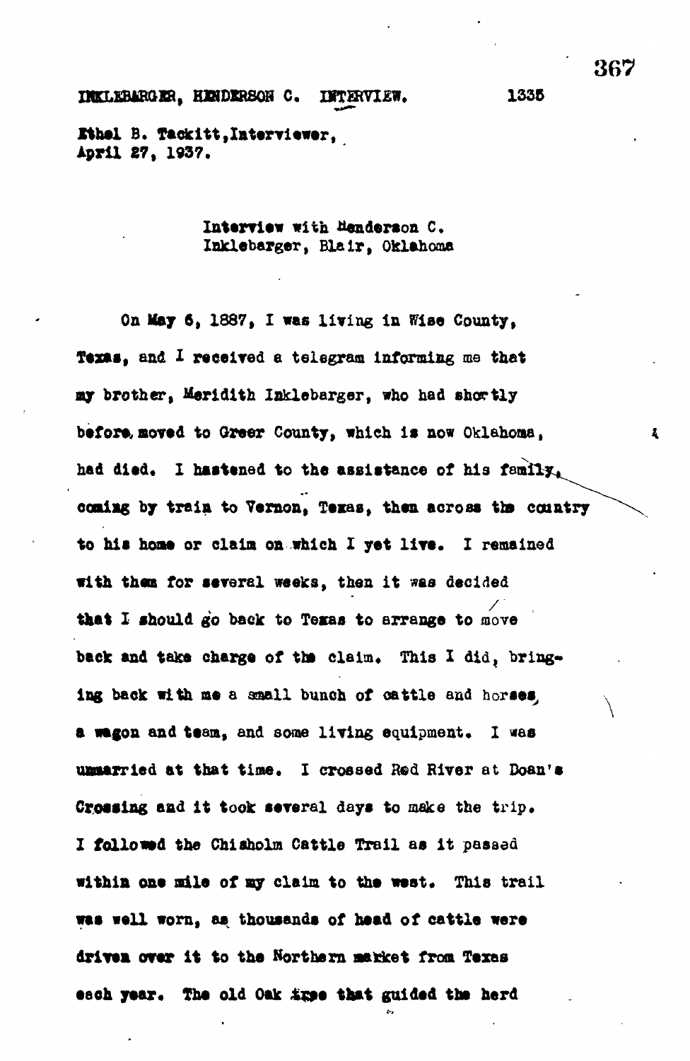INKLEBARGER, HENDERSON C. INTERVIEW. 1335

Ethel B. Tackitt, Interviewer,
April 27, 1937.

Interview with Henderson C.
Inklebarger, Blair, Oklahoma

On May 6, 1887, I was living in Wise County, Texas, and I received a telegram informing me that my brother, Meridith Inklebarger, who had shortly before moved to Greer County, which is now Oklahoma, had died. I hastened to the assistance of his family, coming by train to Vernon, Texas, then across the country to his home or claim on which I yet live. I remained with them for several weeks, then it was decided that I should go back to Texas to arrange to move back and take charge of the claim. This I did, bringing back with me a small bunch of cattle and horses, a wagon and team, and some living equipment. I was unmarried at that time. I crossed Red River at Doan's Crossing and it took several days to make the trip. I followed the Chisholm Cattle Trail as it passed within one mile of my claim to the west. This trail was well worn, as thousands of head of cattle were driven over it to the Northern market from Texas each year. The old Oak tree that guided the herd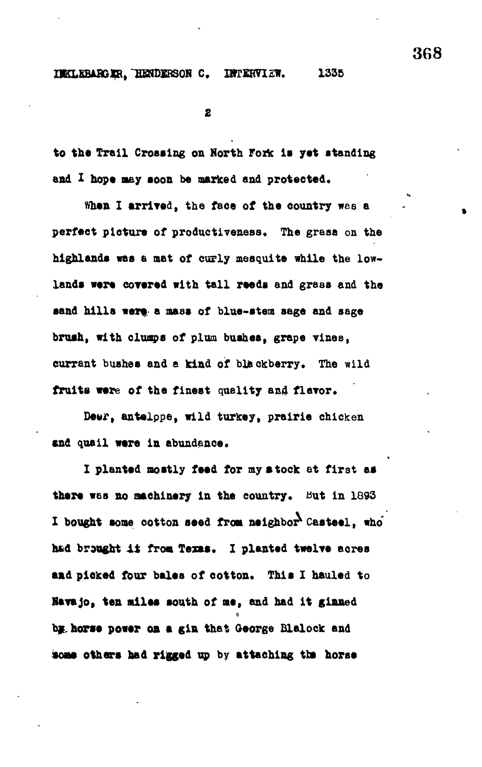to the Trail Crossing on North Fork is yet standing and I hope may soon be marked and protected.

When I arrived, the face of the country was a perfect picture of productiveness. The grass on the highlands was a mat of curly mesquite while the low-lands were covered with tall reeds and grass and the sand hills were a mass of blue-stem sage and sage brush, with clumps of plum bushes, grape vines, currant bushes and a kind of blackberry. The wild fruits were of the finest quality and flavor.

Deer, antelope, wild turkey, prairie chicken and quail were in abundance.

I planted mostly feed for my stock at first as there was no machinery in the country. But in 1893 I bought some cotton seed from neighbor Casteel, who had brought it from Texas. I planted twelve acres and picked four bales of cotton. This I hauled to Navajo, ten miles south of me, and had it ginned by horse power on a gin that George Blalock and some others had rigged up by attaching the horse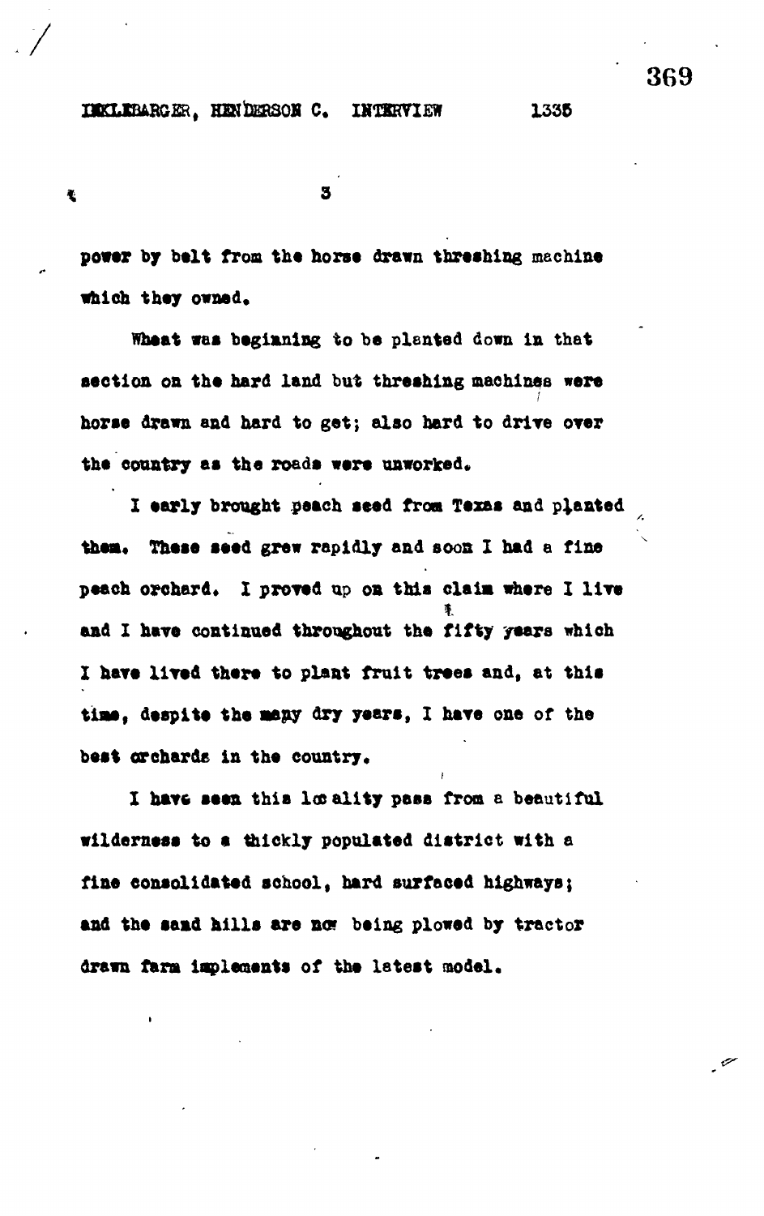power by belt from the horse drawn threshing machine which they owned.

Wheat was beginning to be planted down in that section on the hard land but threshing machines were horse drawn and hard to get; also hard to drive over the country as the roads were unworked.

I early brought peach seed from Texas and planted them. These seed grew rapidly and soon I had a fine peach orchard. I proved up on this claim where I live and I have continued throughout the fifty years which I have lived there to plant fruit trees and, at this time, despite the many dry years, I have one of the best orchards in the country.

I have seen this locality pass from a beautiful wilderness to a thickly populated district with a fine consolidated school, hard surfaced highways; and the sand hills are now being plowed by tractor drawn farm implements of the latest model.